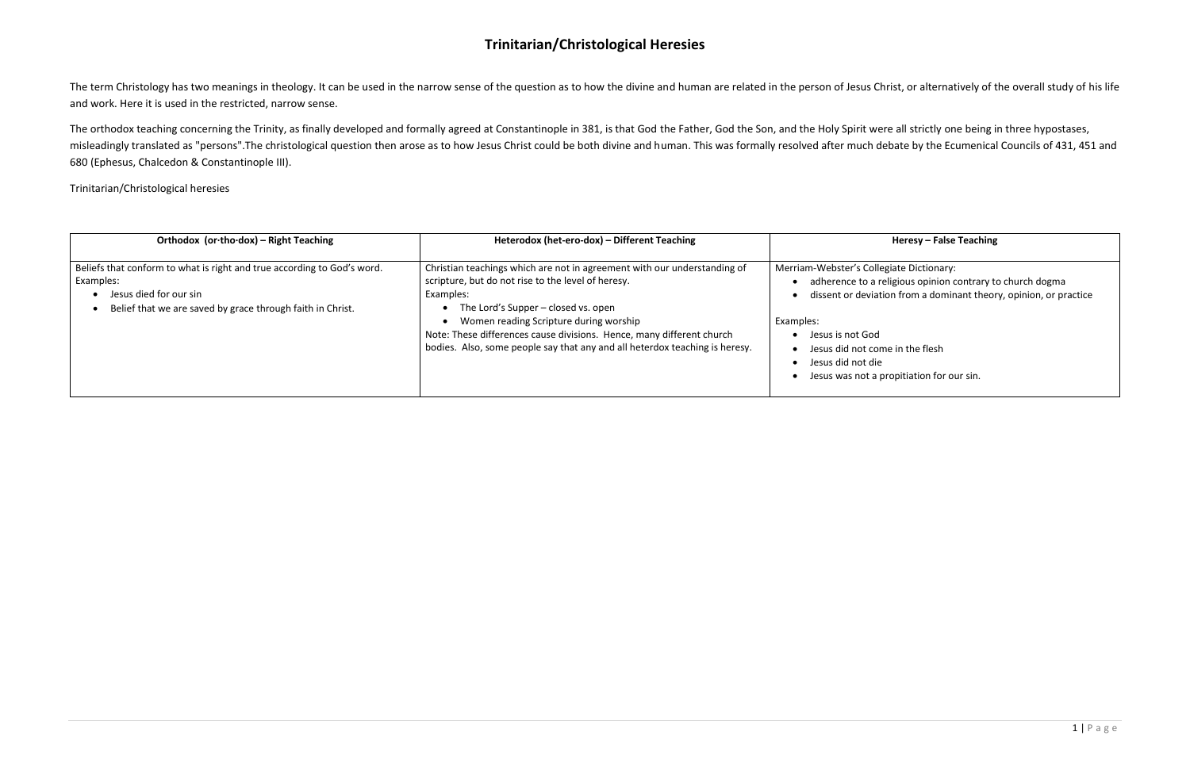# Trinitarian/Christological Heresies

The term Christology has two meanings in theology. It can be used in the narrow sense of the question as to how the divine and human are related in the person of Jesus Christ, or alternatively of the overall study of his life and work. Here it is used in the restricted, narrow sense.

The orthodox teaching concerning the Trinity, as finally developed and formally agreed at Constantinople in 381, is that God the Father, God the Son, and the Holy Spirit were all strictly one being in three hypostases, misleadingly translated as "persons".The christological question then arose as to how Jesus Christ could be both divine and human. This was formally resolved after much debate by the Ecumenical Councils of 431, 451 and 680 (Ephesus, Chalcedon & Constantinople III).

Trinitarian/Christological heresies

| Orthodox (or·tho·dox) – Right Teaching | Heterodox (het-ero-dox) – Different Teaching | Heresy – False Teaching |
|---|---|---|
| Beliefs that conform to what is right and true according to God's word.<br>Examples:<br>• Jesus died for our sin<br>• Belief that we are saved by grace through faith in Christ. | Christian teachings which are not in agreement with our understanding of scripture, but do not rise to the level of heresy.<br>Examples:<br>• The Lord's Supper – closed vs. open<br>• Women reading Scripture during worship<br>Note: These differences cause divisions. Hence, many different church bodies. Also, some people say that any and all heterdox teaching is heresy. | Merriam-Webster's Collegiate Dictionary:<br>• adherence to a religious opinion contrary to church dogma<br>• dissent or deviation from a dominant theory, opinion, or practice<br><br>Examples:<br>• Jesus is not God<br>• Jesus did not come in the flesh<br>• Jesus did not die<br>• Jesus was not a propitiation for our sin. |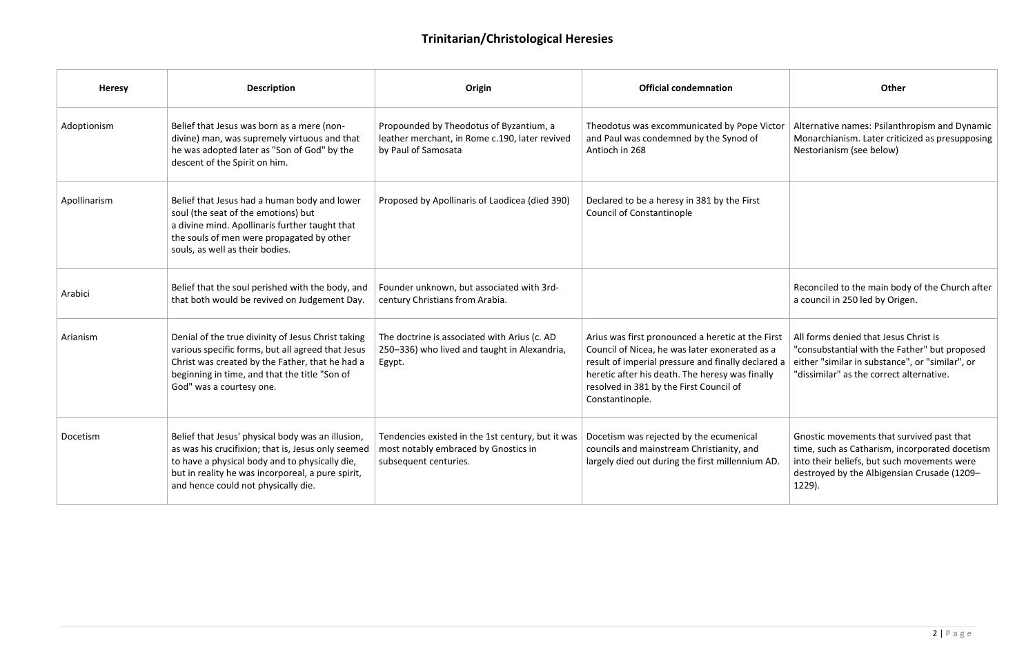## Trinitarian/Christological Heresies

| Heresy | Description | Origin | Official condemnation | Other |
|---|---|---|---|---|
| Adoptionism | Belief that Jesus was born as a mere (non-divine) man, was supremely virtuous and that he was adopted later as "Son of God" by the descent of the Spirit on him. | Propounded by Theodotus of Byzantium, a leather merchant, in Rome c.190, later revived by Paul of Samosata | Theodotus was excommunicated by Pope Victor and Paul was condemned by the Synod of Antioch in 268 | Alternative names: Psilanthropism and Dynamic Monarchianism. Later criticized as presupposing Nestorianism (see below) |
| Apollinarism | Belief that Jesus had a human body and lower soul (the seat of the emotions) but a divine mind. Apollinaris further taught that the souls of men were propagated by other souls, as well as their bodies. | Proposed by Apollinaris of Laodicea (died 390) | Declared to be a heresy in 381 by the First Council of Constantinople | |
| Arabici | Belief that the soul perished with the body, and that both would be revived on Judgement Day. | Founder unknown, but associated with 3rd-century Christians from Arabia. | | Reconciled to the main body of the Church after a council in 250 led by Origen. |
| Arianism | Denial of the true divinity of Jesus Christ taking various specific forms, but all agreed that Jesus Christ was created by the Father, that he had a beginning in time, and that the title "Son of God" was a courtesy one. | The doctrine is associated with Arius (c. AD 250–336) who lived and taught in Alexandria, Egypt. | Arius was first pronounced a heretic at the First Council of Nicea, he was later exonerated as a result of imperial pressure and finally declared a heretic after his death. The heresy was finally resolved in 381 by the First Council of Constantinople. | All forms denied that Jesus Christ is "consubstantial with the Father" but proposed either "similar in substance", or "similar", or "dissimilar" as the correct alternative. |
| Docetism | Belief that Jesus' physical body was an illusion, as was his crucifixion; that is, Jesus only seemed to have a physical body and to physically die, but in reality he was incorporeal, a pure spirit, and hence could not physically die. | Tendencies existed in the 1st century, but it was most notably embraced by Gnostics in subsequent centuries. | Docetism was rejected by the ecumenical councils and mainstream Christianity, and largely died out during the first millennium AD. | Gnostic movements that survived past that time, such as Catharism, incorporated docetism into their beliefs, but such movements were destroyed by the Albigensian Crusade (1209–1229). |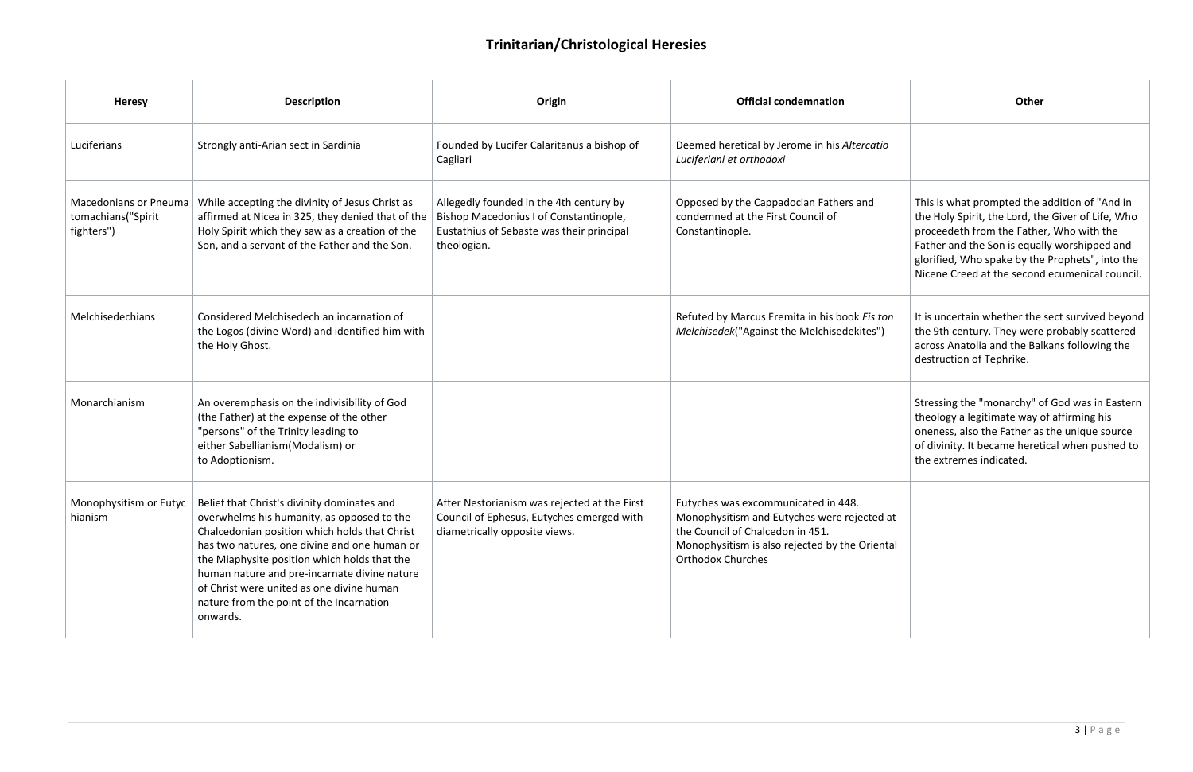## Trinitarian/Christological Heresies

| Heresy | Description | Origin | Official condemnation | Other |
|---|---|---|---|---|
| Luciferians | Strongly anti-Arian sect in Sardinia | Founded by Lucifer Calaritanus a bishop of Cagliari | Deemed heretical by Jerome in his *Altercatio Luciferiani et orthodoxi* | |
| Macedonians or Pneumatomachians("Spirit fighters") | While accepting the divinity of Jesus Christ as affirmed at Nicea in 325, they denied that of the Holy Spirit which they saw as a creation of the Son, and a servant of the Father and the Son. | Allegedly founded in the 4th century by Bishop Macedonius I of Constantinople, Eustathius of Sebaste was their principal theologian. | Opposed by the Cappadocian Fathers and condemned at the First Council of Constantinople. | This is what prompted the addition of "And in the Holy Spirit, the Lord, the Giver of Life, Who proceedeth from the Father, Who with the Father and the Son is equally worshipped and glorified, Who spake by the Prophets", into the Nicene Creed at the second ecumenical council. |
| Melchisedechians | Considered Melchisedech an incarnation of the Logos (divine Word) and identified him with the Holy Ghost. | | Refuted by Marcus Eremita in his book *Eis ton Melchisedek*("Against the Melchisedekites") | It is uncertain whether the sect survived beyond the 9th century. They were probably scattered across Anatolia and the Balkans following the destruction of Tephrike. |
| Monarchianism | An overemphasis on the indivisibility of God (the Father) at the expense of the other "persons" of the Trinity leading to either Sabellianism(Modalism) or to Adoptionism. | | | Stressing the "monarchy" of God was in Eastern theology a legitimate way of affirming his oneness, also the Father as the unique source of divinity. It became heretical when pushed to the extremes indicated. |
| Monophysitism or Eutychianism | Belief that Christ's divinity dominates and overwhelms his humanity, as opposed to the Chalcedonian position which holds that Christ has two natures, one divine and one human or the Miaphysite position which holds that the human nature and pre-incarnate divine nature of Christ were united as one divine human nature from the point of the Incarnation onwards. | After Nestorianism was rejected at the First Council of Ephesus, Eutyches emerged with diametrically opposite views. | Eutyches was excommunicated in 448. Monophysitism and Eutyches were rejected at the Council of Chalcedon in 451. Monophysitism is also rejected by the Oriental Orthodox Churches | |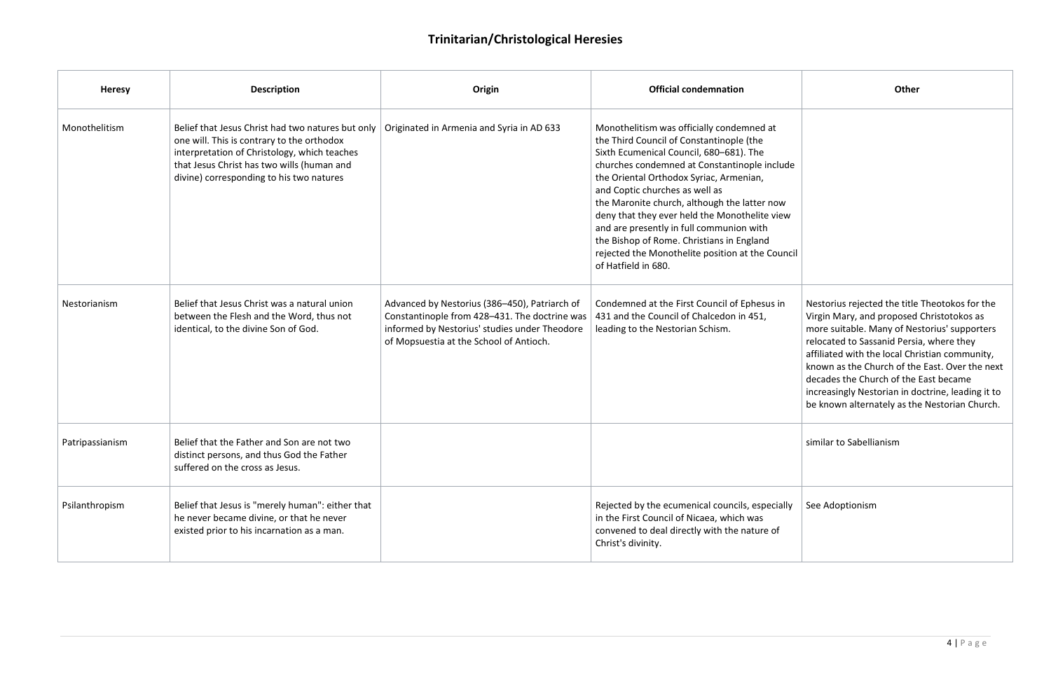## Trinitarian/Christological Heresies

| Heresy | Description | Origin | Official condemnation | Other |
|---|---|---|---|---|
| Monothelitism | Belief that Jesus Christ had two natures but only one will. This is contrary to the orthodox interpretation of Christology, which teaches that Jesus Christ has two wills (human and divine) corresponding to his two natures | Originated in Armenia and Syria in AD 633 | Monothelitism was officially condemned at the Third Council of Constantinople (the Sixth Ecumenical Council, 680–681). The churches condemned at Constantinople include the Oriental Orthodox Syriac, Armenian, and Coptic churches as well as the Maronite church, although the latter now deny that they ever held the Monothelite view and are presently in full communion with the Bishop of Rome. Christians in England rejected the Monothelite position at the Council of Hatfield in 680. | |
| Nestorianism | Belief that Jesus Christ was a natural union between the Flesh and the Word, thus not identical, to the divine Son of God. | Advanced by Nestorius (386–450), Patriarch of Constantinople from 428–431. The doctrine was informed by Nestorius' studies under Theodore of Mopsuestia at the School of Antioch. | Condemned at the First Council of Ephesus in 431 and the Council of Chalcedon in 451, leading to the Nestorian Schism. | Nestorius rejected the title Theotokos for the Virgin Mary, and proposed Christotokos as more suitable. Many of Nestorius' supporters relocated to Sassanid Persia, where they affiliated with the local Christian community, known as the Church of the East. Over the next decades the Church of the East became increasingly Nestorian in doctrine, leading it to be known alternately as the Nestorian Church. |
| Patripassianism | Belief that the Father and Son are not two distinct persons, and thus God the Father suffered on the cross as Jesus. | | | similar to Sabellianism |
| Psilanthropism | Belief that Jesus is "merely human": either that he never became divine, or that he never existed prior to his incarnation as a man. | | Rejected by the ecumenical councils, especially in the First Council of Nicaea, which was convened to deal directly with the nature of Christ's divinity. | See Adoptionism |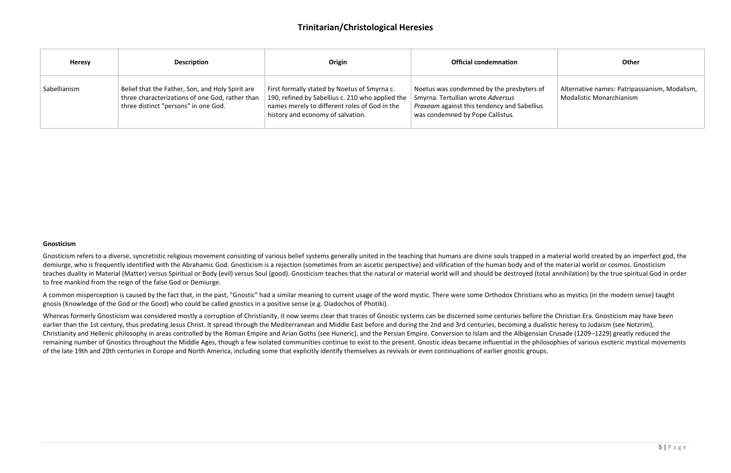# Trinitarian/Christological Heresies

| Heresy | Description | Origin | Official condemnation | Other |
|---|---|---|---|---|
| Sabellianism | Belief that the Father, Son, and Holy Spirit are three characterizations of one God, rather than three distinct "persons" in one God. | First formally stated by Noetus of Smyrna c. 190, refined by Sabellius c. 210 who applied the names merely to different roles of God in the history and economy of salvation. | Noetus was condemned by the presbyters of Smyrna. Tertullian wrote *Adversus Praxeam* against this tendency and Sabellius was condemned by Pope Callistus. | Alternative names: Patripassianism, Modalism, Modalistic Monarchianism |

**Gnosticism**

Gnosticism refers to a diverse, syncretistic religious movement consisting of various belief systems generally united in the teaching that humans are divine souls trapped in a material world created by an imperfect god, the demiurge, who is frequently identified with the Abrahamic God. Gnosticism is a rejection (sometimes from an ascetic perspective) and vilification of the human body and of the material world or cosmos. Gnosticism teaches duality in Material (Matter) versus Spiritual or Body (evil) versus Soul (good). Gnosticism teaches that the natural or material world will and should be destroyed (total annihilation) by the true spiritual God in order to free mankind from the reign of the false God or Demiurge.

A common misperception is caused by the fact that, in the past, "Gnostic" had a similar meaning to current usage of the word mystic. There were some Orthodox Christians who as mystics (in the modern sense) taught gnosis (Knowledge of the God or the Good) who could be called gnostics in a positive sense (e.g. Diadochos of Photiki).

Whereas formerly Gnosticism was considered mostly a corruption of Christianity, it now seems clear that traces of Gnostic systems can be discerned some centuries before the Christian Era. Gnosticism may have been earlier than the 1st century, thus predating Jesus Christ. It spread through the Mediterranean and Middle East before and during the 2nd and 3rd centuries, becoming a dualistic heresy to Judaism (see Notzrim), Christianity and Hellenic philosophy in areas controlled by the Roman Empire and Arian Goths (see Huneric), and the Persian Empire. Conversion to Islam and the Albigensian Crusade (1209–1229) greatly reduced the remaining number of Gnostics throughout the Middle Ages, though a few isolated communities continue to exist to the present. Gnostic ideas became influential in the philosophies of various esoteric mystical movements of the late 19th and 20th centuries in Europe and North America, including some that explicitly identify themselves as revivals or even continuations of earlier gnostic groups.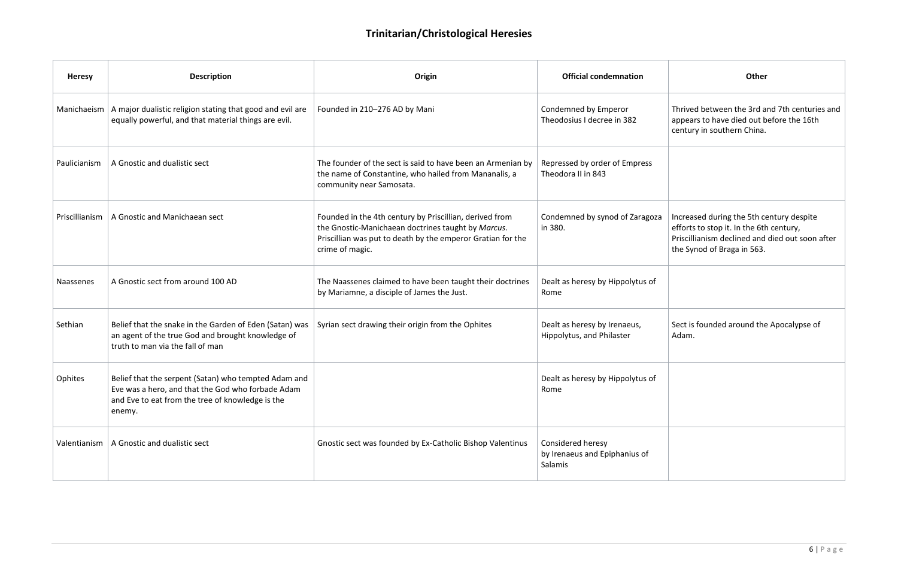# Trinitarian/Christological Heresies

| Heresy | Description | Origin | Official condemnation | Other |
| --- | --- | --- | --- | --- |
| Manichaeism | A major dualistic religion stating that good and evil are equally powerful, and that material things are evil. | Founded in 210–276 AD by Mani | Condemned by Emperor Theodosius I decree in 382 | Thrived between the 3rd and 7th centuries and appears to have died out before the 16th century in southern China. |
| Paulicianism | A Gnostic and dualistic sect | The founder of the sect is said to have been an Armenian by the name of Constantine, who hailed from Mananalis, a community near Samosata. | Repressed by order of Empress Theodora II in 843 | |
| Priscillianism | A Gnostic and Manichaean sect | Founded in the 4th century by Priscillian, derived from the Gnostic-Manichaean doctrines taught by *Marcus*. Priscillian was put to death by the emperor Gratian for the crime of magic. | Condemned by synod of Zaragoza in 380. | Increased during the 5th century despite efforts to stop it. In the 6th century, Priscillianism declined and died out soon after the Synod of Braga in 563. |
| Naassenes | A Gnostic sect from around 100 AD | The Naassenes claimed to have been taught their doctrines by Mariamne, a disciple of James the Just. | Dealt as heresy by Hippolytus of Rome | |
| Sethian | Belief that the snake in the Garden of Eden (Satan) was an agent of the true God and brought knowledge of truth to man via the fall of man | Syrian sect drawing their origin from the Ophites | Dealt as heresy by Irenaeus, Hippolytus, and Philaster | Sect is founded around the Apocalypse of Adam. |
| Ophites | Belief that the serpent (Satan) who tempted Adam and Eve was a hero, and that the God who forbade Adam and Eve to eat from the tree of knowledge is the enemy. | | Dealt as heresy by Hippolytus of Rome | |
| Valentianism | A Gnostic and dualistic sect | Gnostic sect was founded by Ex-Catholic Bishop Valentinus | Considered heresy by Irenaeus and Epiphanius of Salamis | |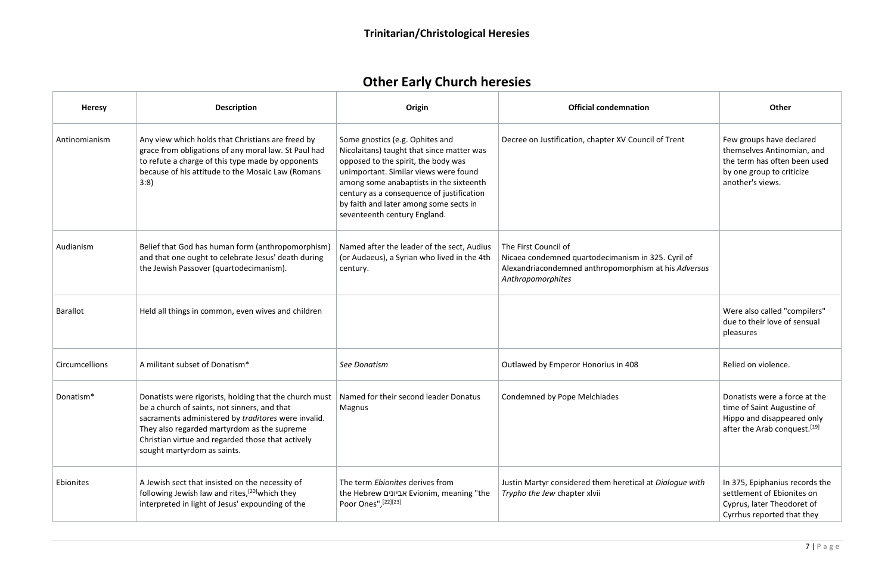## Trinitarian/Christological Heresies

# Other Early Church heresies

| Heresy | Description | Origin | Official condemnation | Other |
| --- | --- | --- | --- | --- |
| Antinomianism | Any view which holds that Christians are freed by grace from obligations of any moral law. St Paul had to refute a charge of this type made by opponents because of his attitude to the Mosaic Law (Romans 3:8) | Some gnostics (e.g. Ophites and Nicolaitans) taught that since matter was opposed to the spirit, the body was unimportant. Similar views were found among some anabaptists in the sixteenth century as a consequence of justification by faith and later among some sects in seventeenth century England. | Decree on Justification, chapter XV Council of Trent | Few groups have declared themselves Antinomian, and the term has often been used by one group to criticize another's views. |
| Audianism | Belief that God has human form (anthropomorphism) and that one ought to celebrate Jesus' death during the Jewish Passover (quartodecimanism). | Named after the leader of the sect, Audius (or Audaeus), a Syrian who lived in the 4th century. | The First Council of Nicaea condemned quartodecimanism in 325. Cyril of Alexandriacondemned anthropomorphism at his *Adversus Anthropomorphites* | |
| Barallot | Held all things in common, even wives and children | | | Were also called "compilers" due to their love of sensual pleasures |
| Circumcellions | A militant subset of Donatism* | *See Donatism* | Outlawed by Emperor Honorius in 408 | Relied on violence. |
| Donatism* | Donatists were rigorists, holding that the church must be a church of saints, not sinners, and that sacraments administered by *traditores* were invalid. They also regarded martyrdom as the supreme Christian virtue and regarded those that actively sought martyrdom as saints. | Named for their second leader Donatus Magnus | Condemned by Pope Melchiades | Donatists were a force at the time of Saint Augustine of Hippo and disappeared only after the Arab conquest.[19] |
| Ebionites | A Jewish sect that insisted on the necessity of following Jewish law and rites,[20]which they interpreted in light of Jesus' expounding of the | The term *Ebionites* derives from the Hebrew אביונים Evionim, meaning "the Poor Ones",[22][23] | Justin Martyr considered them heretical at *Dialogue with Trypho the Jew* chapter xlvii | In 375, Epiphanius records the settlement of Ebionites on Cyprus, later Theodoret of Cyrrhus reported that they |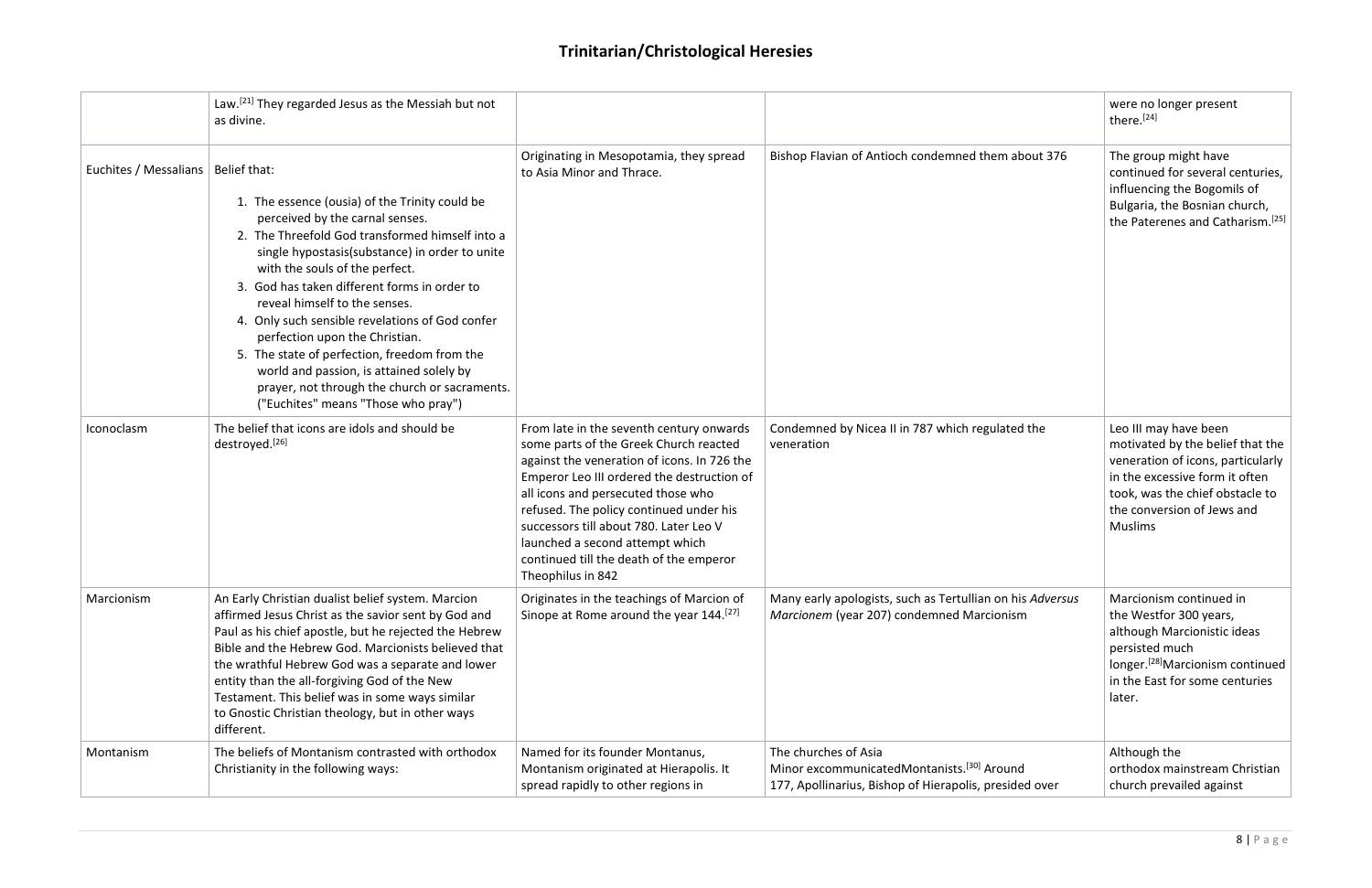## Trinitarian/Christological Heresies

| | | | | |
|---|---|---|---|---|
| | Law.[21] They regarded Jesus as the Messiah but not as divine. | | | were no longer present there.[24] |
| Euchites / Messalians | Belief that:<br><br>1. The essence (ousia) of the Trinity could be perceived by the carnal senses.<br>2. The Threefold God transformed himself into a single hypostasis(substance) in order to unite with the souls of the perfect.<br>3. God has taken different forms in order to reveal himself to the senses.<br>4. Only such sensible revelations of God confer perfection upon the Christian.<br>5. The state of perfection, freedom from the world and passion, is attained solely by prayer, not through the church or sacraments. ("Euchites" means "Those who pray") | Originating in Mesopotamia, they spread to Asia Minor and Thrace. | Bishop Flavian of Antioch condemned them about 376 | The group might have continued for several centuries, influencing the Bogomils of Bulgaria, the Bosnian church, the Paterenes and Catharism.[25] |
| Iconoclasm | The belief that icons are idols and should be destroyed.[26] | From late in the seventh century onwards some parts of the Greek Church reacted against the veneration of icons. In 726 the Emperor Leo III ordered the destruction of all icons and persecuted those who refused. The policy continued under his successors till about 780. Later Leo V launched a second attempt which continued till the death of the emperor Theophilus in 842 | Condemned by Nicea II in 787 which regulated the veneration | Leo III may have been motivated by the belief that the veneration of icons, particularly in the excessive form it often took, was the chief obstacle to the conversion of Jews and Muslims |
| Marcionism | An Early Christian dualist belief system. Marcion affirmed Jesus Christ as the savior sent by God and Paul as his chief apostle, but he rejected the Hebrew Bible and the Hebrew God. Marcionists believed that the wrathful Hebrew God was a separate and lower entity than the all-forgiving God of the New Testament. This belief was in some ways similar to Gnostic Christian theology, but in other ways different. | Originates in the teachings of Marcion of Sinope at Rome around the year 144.[27] | Many early apologists, such as Tertullian on his *Adversus Marcionem* (year 207) condemned Marcionism | Marcionism continued in the Westfor 300 years, although Marcionistic ideas persisted much longer.[28]Marcionism continued in the East for some centuries later. |
| Montanism | The beliefs of Montanism contrasted with orthodox Christianity in the following ways: | Named for its founder Montanus, Montanism originated at Hierapolis. It spread rapidly to other regions in | The churches of Asia Minor excommunicatedMontanists.[30] Around 177, Apollinarius, Bishop of Hierapolis, presided over | Although the orthodox mainstream Christian church prevailed against |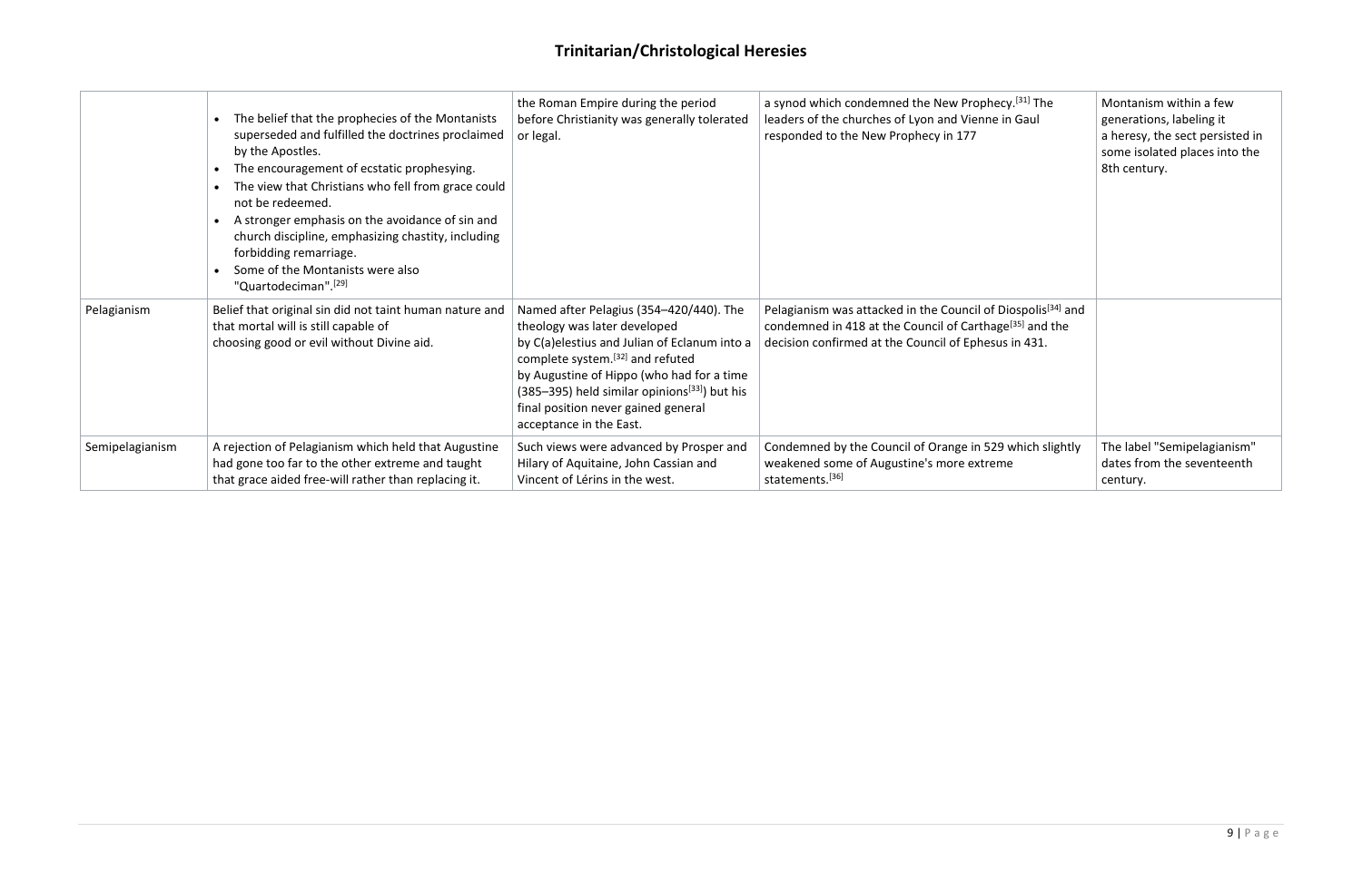# Trinitarian/Christological Heresies

| | | | | |
|---|---|---|---|---|
| | • The belief that the prophecies of the Montanists superseded and fulfilled the doctrines proclaimed by the Apostles.<br>• The encouragement of ecstatic prophesying.<br>• The view that Christians who fell from grace could not be redeemed.<br>• A stronger emphasis on the avoidance of sin and church discipline, emphasizing chastity, including forbidding remarriage.<br>• Some of the Montanists were also "Quartodeciman".[29] | the Roman Empire during the period before Christianity was generally tolerated or legal. | a synod which condemned the New Prophecy.[31] The leaders of the churches of Lyon and Vienne in Gaul responded to the New Prophecy in 177 | Montanism within a few generations, labeling it a heresy, the sect persisted in some isolated places into the 8th century. |
| Pelagianism | Belief that original sin did not taint human nature and that mortal will is still capable of choosing good or evil without Divine aid. | Named after Pelagius (354–420/440). The theology was later developed by C(a)elestius and Julian of Eclanum into a complete system.[32] and refuted by Augustine of Hippo (who had for a time (385–395) held similar opinions[33]) but his final position never gained general acceptance in the East. | Pelagianism was attacked in the Council of Diospolis[34] and condemned in 418 at the Council of Carthage[35] and the decision confirmed at the Council of Ephesus in 431. | |
| Semipelagianism | A rejection of Pelagianism which held that Augustine had gone too far to the other extreme and taught that grace aided free-will rather than replacing it. | Such views were advanced by Prosper and Hilary of Aquitaine, John Cassian and Vincent of Lérins in the west. | Condemned by the Council of Orange in 529 which slightly weakened some of Augustine's more extreme statements.[36] | The label "Semipelagianism" dates from the seventeenth century. |